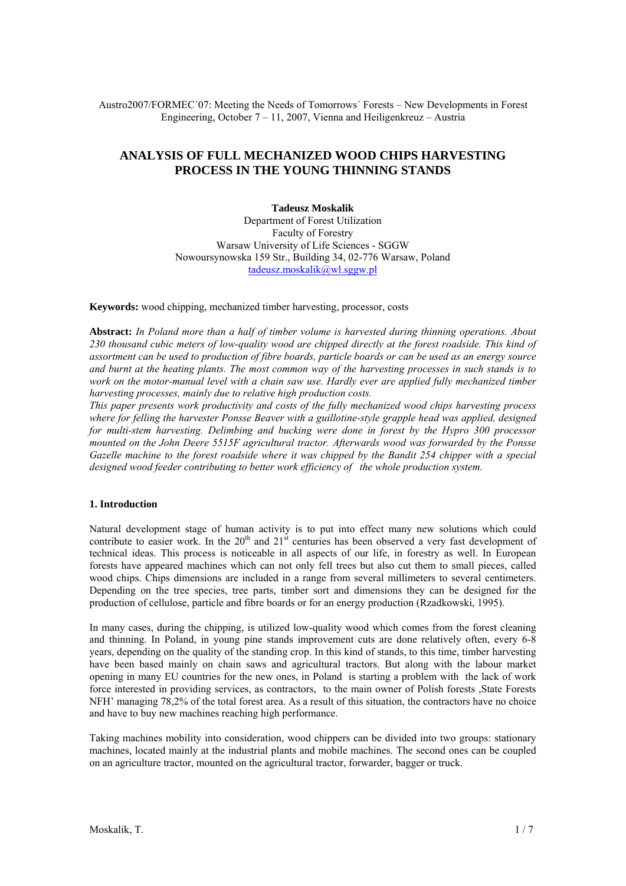Austro2007/FORMEC´07: Meeting the Needs of Tomorrows´ Forests – New Developments in Forest Engineering, October 7 – 11, 2007, Vienna and Heiligenkreuz – Austria

# ANALYSIS OF FULL MECHANIZED WOOD CHIPS HARVESTING PROCESS IN THE YOUNG THINNING STANDS

**Tadeusz Moskalik**
Department of Forest Utilization
Faculty of Forestry
Warsaw University of Life Sciences - SGGW
Nowoursynowska 159 Str., Building 34, 02-776 Warsaw, Poland
tadeusz.moskalik@wl.sggw.pl

**Keywords:** wood chipping, mechanized timber harvesting, processor, costs

**Abstract:** *In Poland more than a half of timber volume is harvested during thinning operations. About 230 thousand cubic meters of low-quality wood are chipped directly at the forest roadside. This kind of assortment can be used to production of fibre boards, particle boards or can be used as an energy source and burnt at the heating plants. The most common way of the harvesting processes in such stands is to work on the motor-manual level with a chain saw use. Hardly ever are applied fully mechanized timber harvesting processes, mainly due to relative high production costs.*

*This paper presents work productivity and costs of the fully mechanized wood chips harvesting process where for felling the harvester Ponsse Beaver with a guillotine-style grapple head was applied, designed for multi-stem harvesting. Delimbing and bucking were done in forest by the Hypro 300 processor mounted on the John Deere 5515F agricultural tractor. Afterwards wood was forwarded by the Ponsse Gazelle machine to the forest roadside where it was chipped by the Bandit 254 chipper with a special designed wood feeder contributing to better work efficiency of the whole production system.*

## 1. Introduction

Natural development stage of human activity is to put into effect many new solutions which could contribute to easier work. In the 20th and 21st centuries has been observed a very fast development of technical ideas. This process is noticeable in all aspects of our life, in forestry as well. In European forests have appeared machines which can not only fell trees but also cut them to small pieces, called wood chips. Chips dimensions are included in a range from several millimeters to several centimeters. Depending on the tree species, tree parts, timber sort and dimensions they can be designed for the production of cellulose, particle and fibre boards or for an energy production (Rzadkowski, 1995).

In many cases, during the chipping, is utilized low-quality wood which comes from the forest cleaning and thinning. In Poland, in young pine stands improvement cuts are done relatively often, every 6-8 years, depending on the quality of the standing crop. In this kind of stands, to this time, timber harvesting have been based mainly on chain saws and agricultural tractors. But along with the labour market opening in many EU countries for the new ones, in Poland is starting a problem with the lack of work force interested in providing services, as contractors, to the main owner of Polish forests ‚State Forests NFH' managing 78,2% of the total forest area. As a result of this situation, the contractors have no choice and have to buy new machines reaching high performance.

Taking machines mobility into consideration, wood chippers can be divided into two groups: stationary machines, located mainly at the industrial plants and mobile machines. The second ones can be coupled on an agriculture tractor, mounted on the agricultural tractor, forwarder, bagger or truck.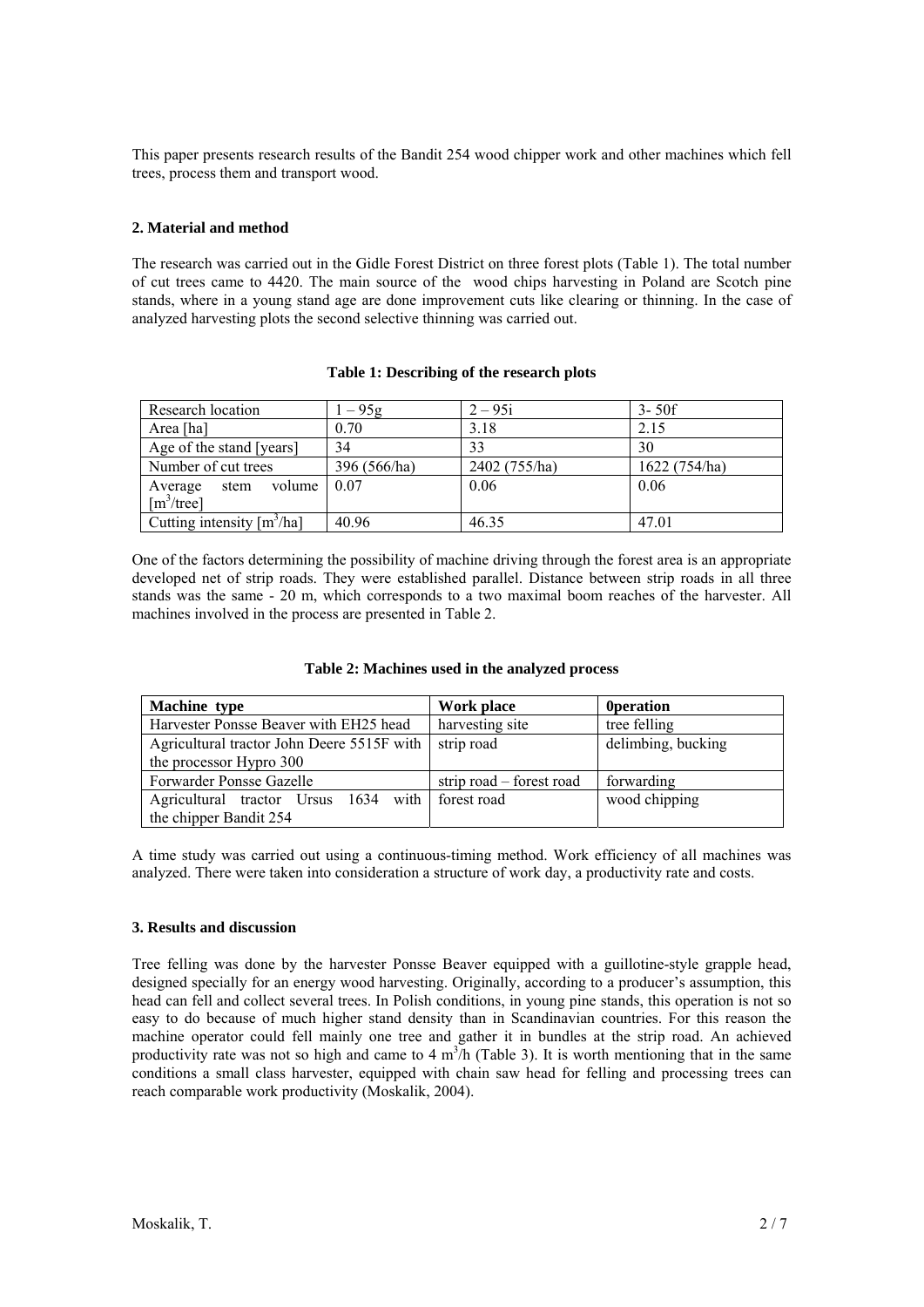This paper presents research results of the Bandit 254 wood chipper work and other machines which fell trees, process them and transport wood.

### 2. Material and method

The research was carried out in the Gidle Forest District on three forest plots (Table 1). The total number of cut trees came to 4420. The main source of the wood chips harvesting in Poland are Scotch pine stands, where in a young stand age are done improvement cuts like clearing or thinning. In the case of analyzed harvesting plots the second selective thinning was carried out.

**Table 1: Describing of the research plots**

| Research location | 1 – 95g | 2 – 95i | 3- 50f |
|---|---|---|---|
| Area [ha] | 0.70 | 3.18 | 2.15 |
| Age of the stand [years] | 34 | 33 | 30 |
| Number of cut trees | 396 (566/ha) | 2402 (755/ha) | 1622 (754/ha) |
| Average stem volume [$m^3$/tree] | 0.07 | 0.06 | 0.06 |
| Cutting intensity [$m^3$/ha] | 40.96 | 46.35 | 47.01 |

One of the factors determining the possibility of machine driving through the forest area is an appropriate developed net of strip roads. They were established parallel. Distance between strip roads in all three stands was the same - 20 m, which corresponds to a two maximal boom reaches of the harvester. All machines involved in the process are presented in Table 2.

**Table 2: Machines used in the analyzed process**

| **Machine type** | **Work place** | **0peration** |
|---|---|---|
| Harvester Ponsse Beaver with EH25 head | harvesting site | tree felling |
| Agricultural tractor John Deere 5515F with the processor Hypro 300 | strip road | delimbing, bucking |
| Forwarder Ponsse Gazelle | strip road – forest road | forwarding |
| Agricultural tractor Ursus 1634 with the chipper Bandit 254 | forest road | wood chipping |

A time study was carried out using a continuous-timing method. Work efficiency of all machines was analyzed. There were taken into consideration a structure of work day, a productivity rate and costs.

### 3. Results and discussion

Tree felling was done by the harvester Ponsse Beaver equipped with a guillotine-style grapple head, designed specially for an energy wood harvesting. Originally, according to a producer's assumption, this head can fell and collect several trees. In Polish conditions, in young pine stands, this operation is not so easy to do because of much higher stand density than in Scandinavian countries. For this reason the machine operator could fell mainly one tree and gather it in bundles at the strip road. An achieved productivity rate was not so high and came to 4 $m^3$/h (Table 3). It is worth mentioning that in the same conditions a small class harvester, equipped with chain saw head for felling and processing trees can reach comparable work productivity (Moskalik, 2004).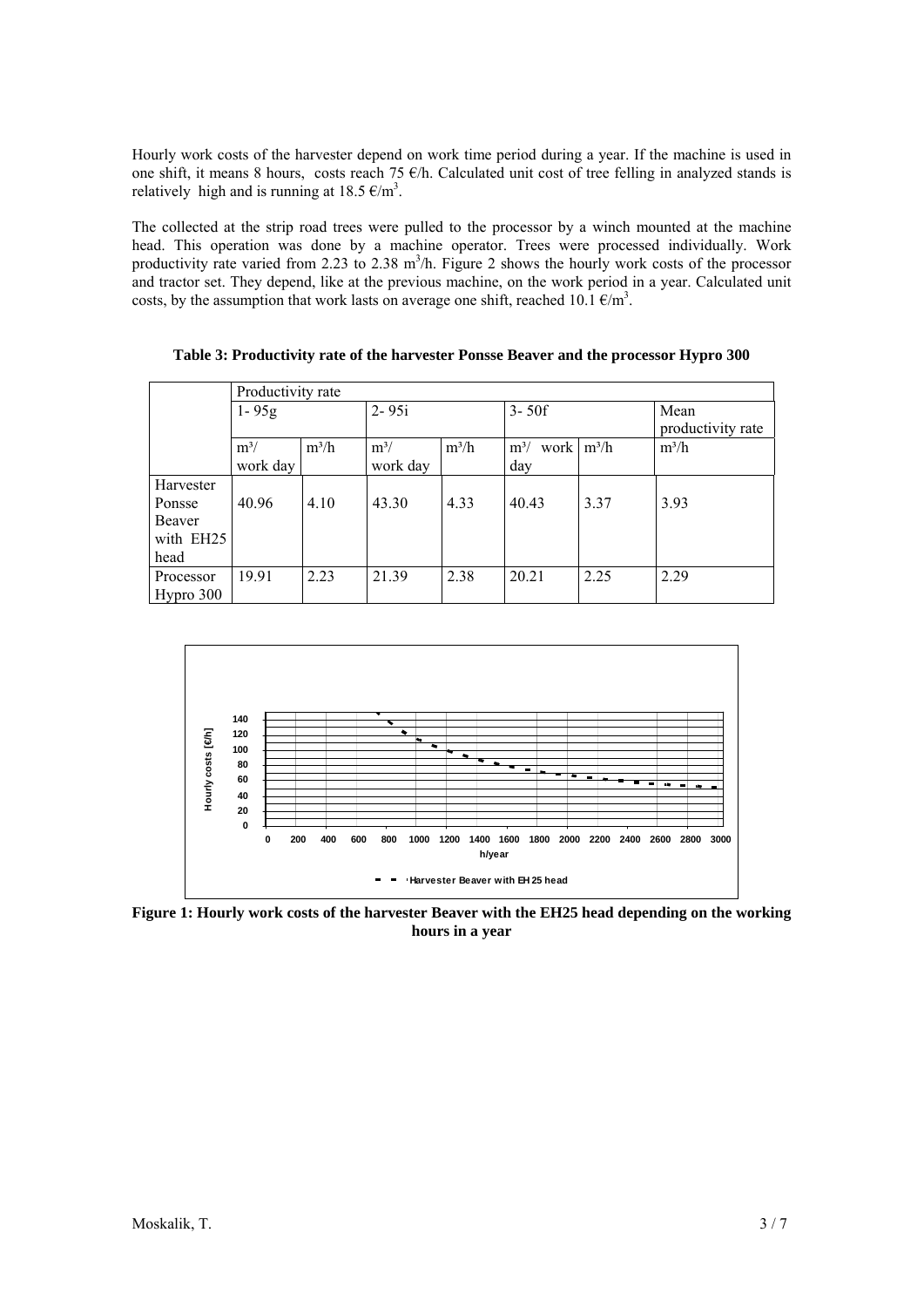Hourly work costs of the harvester depend on work time period during a year. If the machine is used in one shift, it means 8 hours, costs reach 75 €/h. Calculated unit cost of tree felling in analyzed stands is relatively high and is running at 18.5 €/m$^3$.

The collected at the strip road trees were pulled to the processor by a winch mounted at the machine head. This operation was done by a machine operator. Trees were processed individually. Work productivity rate varied from 2.23 to 2.38 m$^3$/h. Figure 2 shows the hourly work costs of the processor and tractor set. They depend, like at the previous machine, on the work period in a year. Calculated unit costs, by the assumption that work lasts on average one shift, reached 10.1 €/m$^3$.

**Table 3: Productivity rate of the harvester Ponsse Beaver and the processor Hypro 300**

| | Productivity rate | | | | | | |
|---|---|---|---|---|---|---|---|
| | 1- 95g | | 2- 95i | | 3- 50f | | Mean productivity rate |
| | m³/ work day | m³/h | m³/ work day | m³/h | m³/ work day | m³/h | m³/h |
| Harvester Ponsse Beaver with EH25 head | 40.96 | 4.10 | 43.30 | 4.33 | 40.43 | 3.37 | 3.93 |
| Processor Hypro 300 | 19.91 | 2.23 | 21.39 | 2.38 | 20.21 | 2.25 | 2.29 |

**Figure 1: Hourly work costs of the harvester Beaver with the EH25 head depending on the working hours in a year**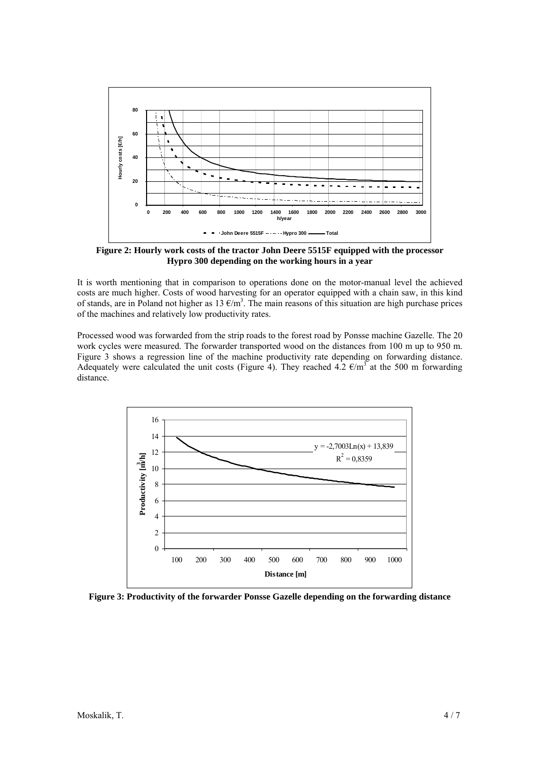**Figure 2: Hourly work costs of the tractor John Deere 5515F equipped with the processor Hypro 300 depending on the working hours in a year**

It is worth mentioning that in comparison to operations done on the motor-manual level the achieved costs are much higher. Costs of wood harvesting for an operator equipped with a chain saw, in this kind of stands, are in Poland not higher as 13 €/m$^3$. The main reasons of this situation are high purchase prices of the machines and relatively low productivity rates.

Processed wood was forwarded from the strip roads to the forest road by Ponsse machine Gazelle. The 20 work cycles were measured. The forwarder transported wood on the distances from 100 m up to 950 m. Figure 3 shows a regression line of the machine productivity rate depending on forwarding distance. Adequately were calculated the unit costs (Figure 4). They reached 4.2 €/m$^3$ at the 500 m forwarding distance.

**Figure 3: Productivity of the forwarder Ponsse Gazelle depending on the forwarding distance**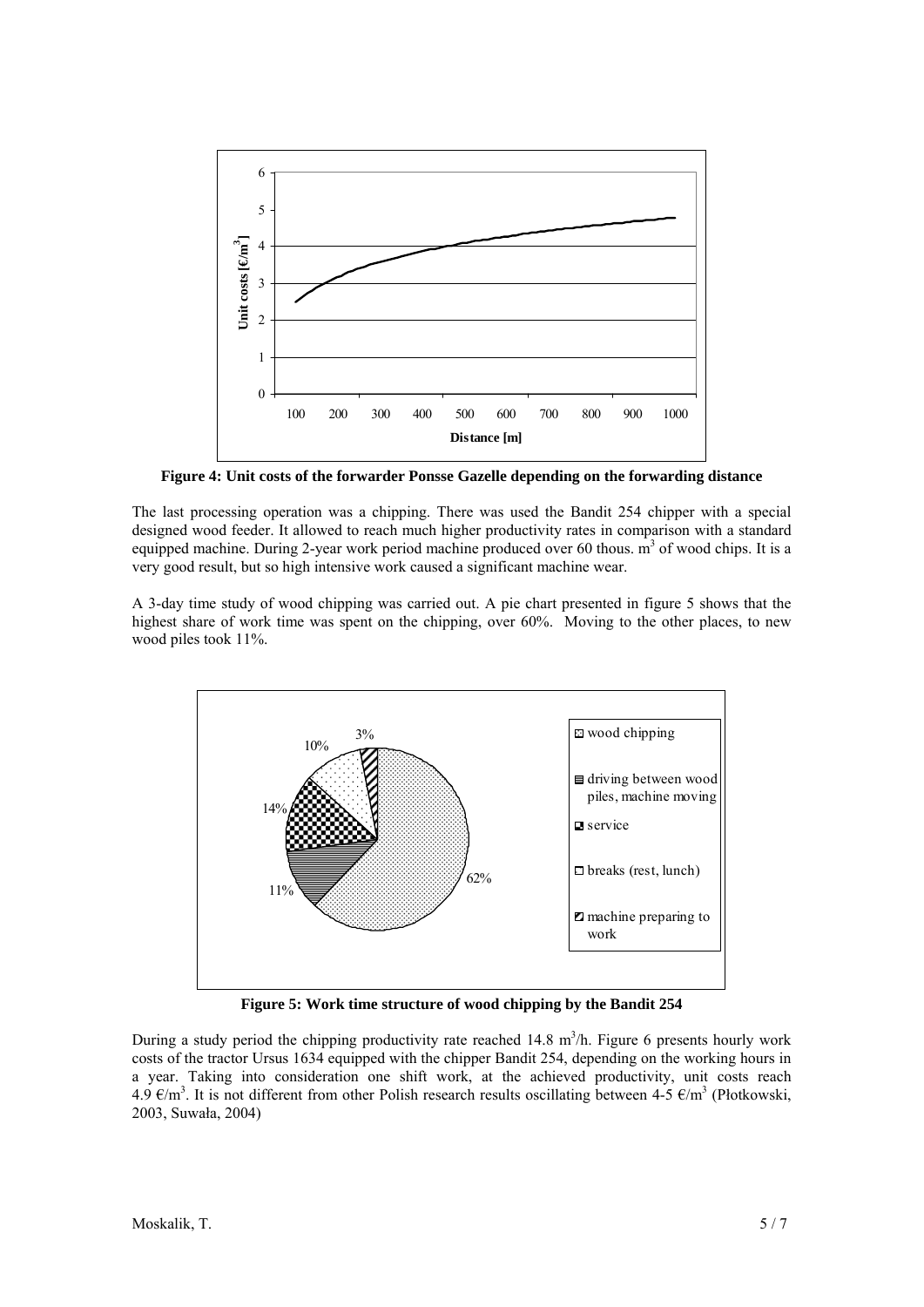**Figure 4: Unit costs of the forwarder Ponsse Gazelle depending on the forwarding distance**

The last processing operation was a chipping. There was used the Bandit 254 chipper with a special designed wood feeder. It allowed to reach much higher productivity rates in comparison with a standard equipped machine. During 2-year work period machine produced over 60 thous. $m^3$ of wood chips. It is a very good result, but so high intensive work caused a significant machine wear.

A 3-day time study of wood chipping was carried out. A pie chart presented in figure 5 shows that the highest share of work time was spent on the chipping, over 60%. Moving to the other places, to new wood piles took 11%.

**Figure 5: Work time structure of wood chipping by the Bandit 254**

During a study period the chipping productivity rate reached 14.8 $m^3$/h. Figure 6 presents hourly work costs of the tractor Ursus 1634 equipped with the chipper Bandit 254, depending on the working hours in a year. Taking into consideration one shift work, at the achieved productivity, unit costs reach 4.9 €/$m^3$. It is not different from other Polish research results oscillating between 4-5 €/$m^3$ (Płotkowski, 2003, Suwała, 2004)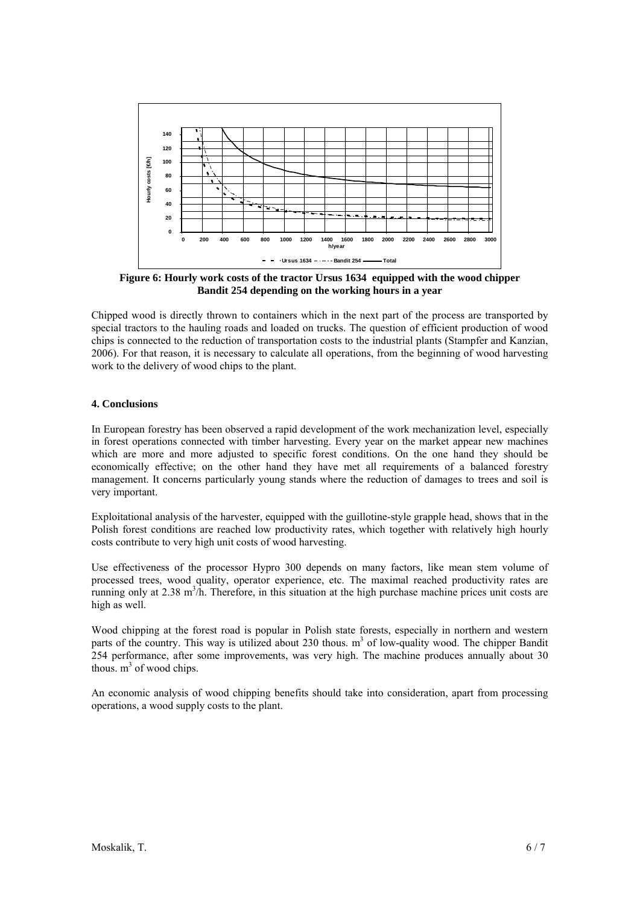**Figure 6: Hourly work costs of the tractor Ursus 1634 equipped with the wood chipper Bandit 254 depending on the working hours in a year**

Chipped wood is directly thrown to containers which in the next part of the process are transported by special tractors to the hauling roads and loaded on trucks. The question of efficient production of wood chips is connected to the reduction of transportation costs to the industrial plants (Stampfer and Kanzian, 2006). For that reason, it is necessary to calculate all operations, from the beginning of wood harvesting work to the delivery of wood chips to the plant.

## 4. Conclusions

In European forestry has been observed a rapid development of the work mechanization level, especially in forest operations connected with timber harvesting. Every year on the market appear new machines which are more and more adjusted to specific forest conditions. On the one hand they should be economically effective; on the other hand they have met all requirements of a balanced forestry management. It concerns particularly young stands where the reduction of damages to trees and soil is very important.

Exploitational analysis of the harvester, equipped with the guillotine-style grapple head, shows that in the Polish forest conditions are reached low productivity rates, which together with relatively high hourly costs contribute to very high unit costs of wood harvesting.

Use effectiveness of the processor Hypro 300 depends on many factors, like mean stem volume of processed trees, wood quality, operator experience, etc. The maximal reached productivity rates are running only at 2.38 $m^3$/h. Therefore, in this situation at the high purchase machine prices unit costs are high as well.

Wood chipping at the forest road is popular in Polish state forests, especially in northern and western parts of the country. This way is utilized about 230 thous. $m^3$ of low-quality wood. The chipper Bandit 254 performance, after some improvements, was very high. The machine produces annually about 30 thous. $m^3$ of wood chips.

An economic analysis of wood chipping benefits should take into consideration, apart from processing operations, a wood supply costs to the plant.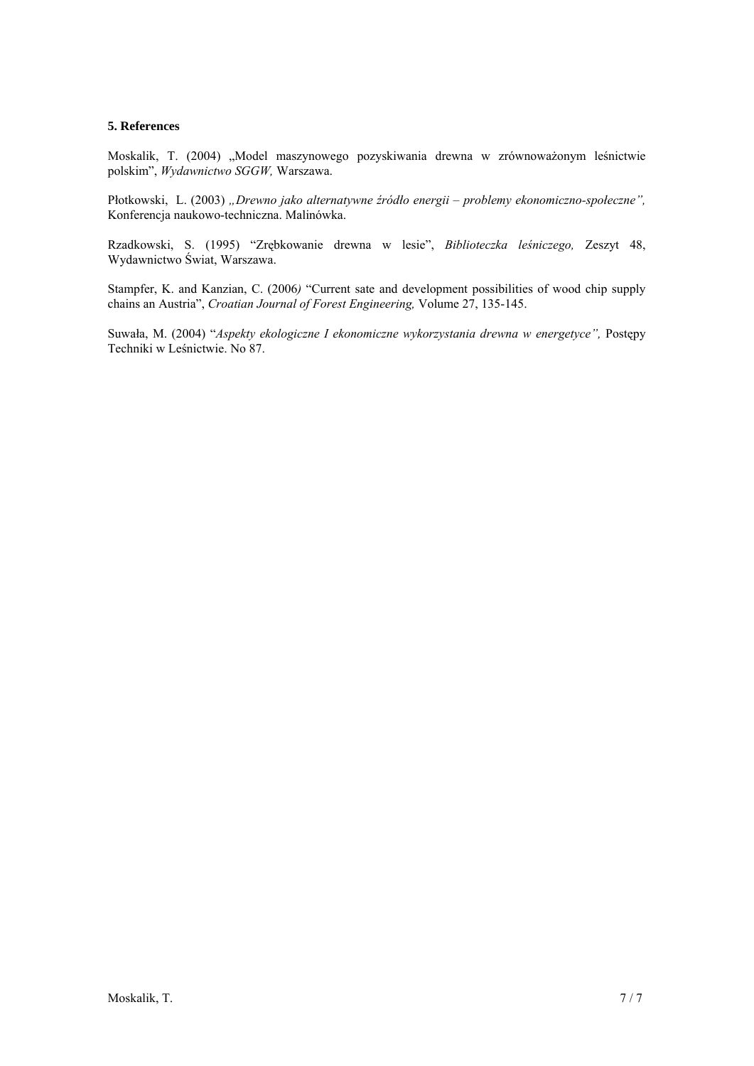## 5. References

Moskalik, T. (2004) „Model maszynowego pozyskiwania drewna w zrównoważonym leśnictwie polskim", *Wydawnictwo SGGW,* Warszawa.

Płotkowski, L. (2003) *„Drewno jako alternatywne źródło energii – problemy ekonomiczno-społeczne",* Konferencja naukowo-techniczna. Malinówka.

Rzadkowski, S. (1995) "Zrębkowanie drewna w lesie", *Biblioteczka leśniczego,* Zeszyt 48, Wydawnictwo Świat, Warszawa.

Stampfer, K. and Kanzian, C. (2006) "Current sate and development possibilities of wood chip supply chains an Austria", *Croatian Journal of Forest Engineering,* Volume 27, 135-145.

Suwała, M. (2004) "*Aspekty ekologiczne I ekonomiczne wykorzystania drewna w energetyce",* Postępy Techniki w Leśnictwie. No 87.